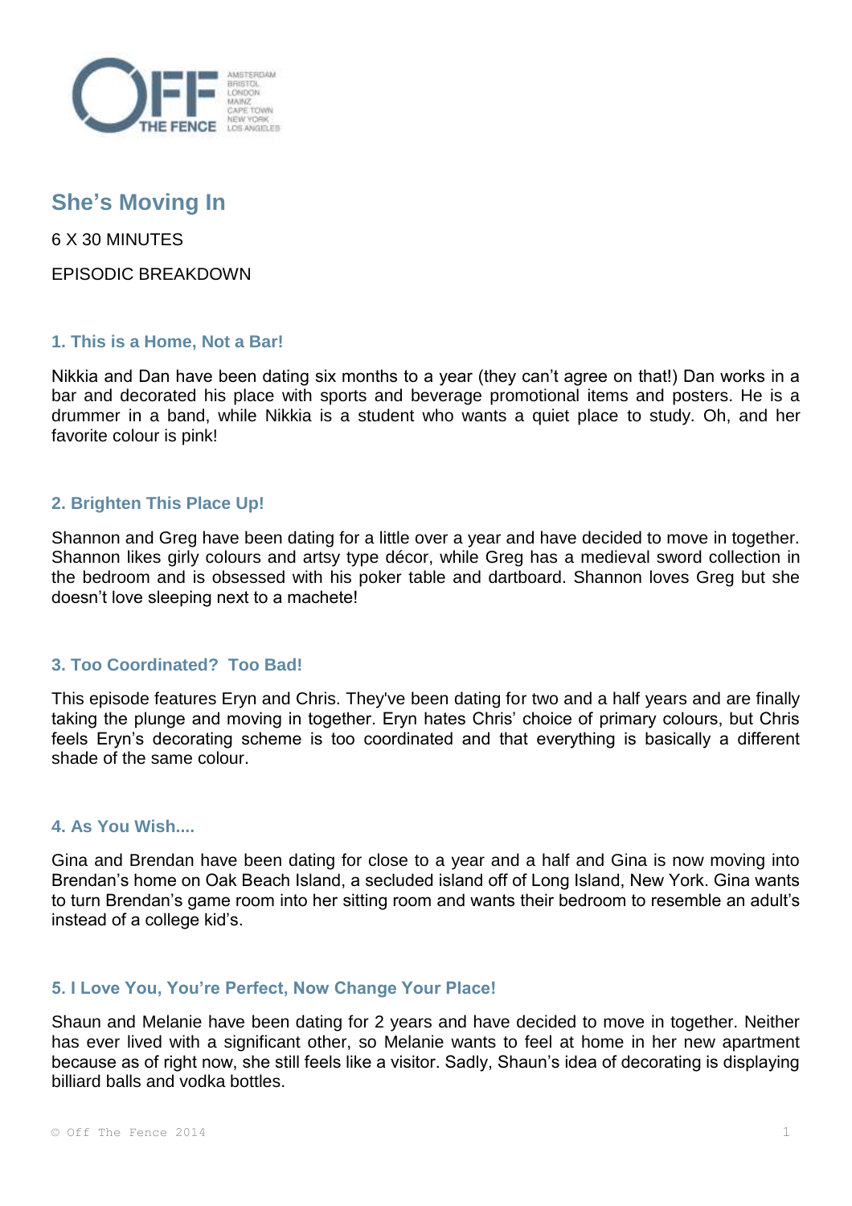# She's Moving In

6 X 30 MINUTES

EPISODIC BREAKDOWN

### 1. This is a Home, Not a Bar!

Nikkia and Dan have been dating six months to a year (they can't agree on that!) Dan works in a bar and decorated his place with sports and beverage promotional items and posters. He is a drummer in a band, while Nikkia is a student who wants a quiet place to study. Oh, and her favorite colour is pink!

### 2. Brighten This Place Up!

Shannon and Greg have been dating for a little over a year and have decided to move in together. Shannon likes girly colours and artsy type décor, while Greg has a medieval sword collection in the bedroom and is obsessed with his poker table and dartboard. Shannon loves Greg but she doesn't love sleeping next to a machete!

### 3. Too Coordinated?  Too Bad!

This episode features Eryn and Chris. They've been dating for two and a half years and are finally taking the plunge and moving in together. Eryn hates Chris' choice of primary colours, but Chris feels Eryn's decorating scheme is too coordinated and that everything is basically a different shade of the same colour.

### 4. As You Wish....

Gina and Brendan have been dating for close to a year and a half and Gina is now moving into Brendan's home on Oak Beach Island, a secluded island off of Long Island, New York. Gina wants to turn Brendan's game room into her sitting room and wants their bedroom to resemble an adult's instead of a college kid's.

### 5. I Love You, You're Perfect, Now Change Your Place!

Shaun and Melanie have been dating for 2 years and have decided to move in together. Neither has ever lived with a significant other, so Melanie wants to feel at home in her new apartment because as of right now, she still feels like a visitor. Sadly, Shaun's idea of decorating is displaying billiard balls and vodka bottles.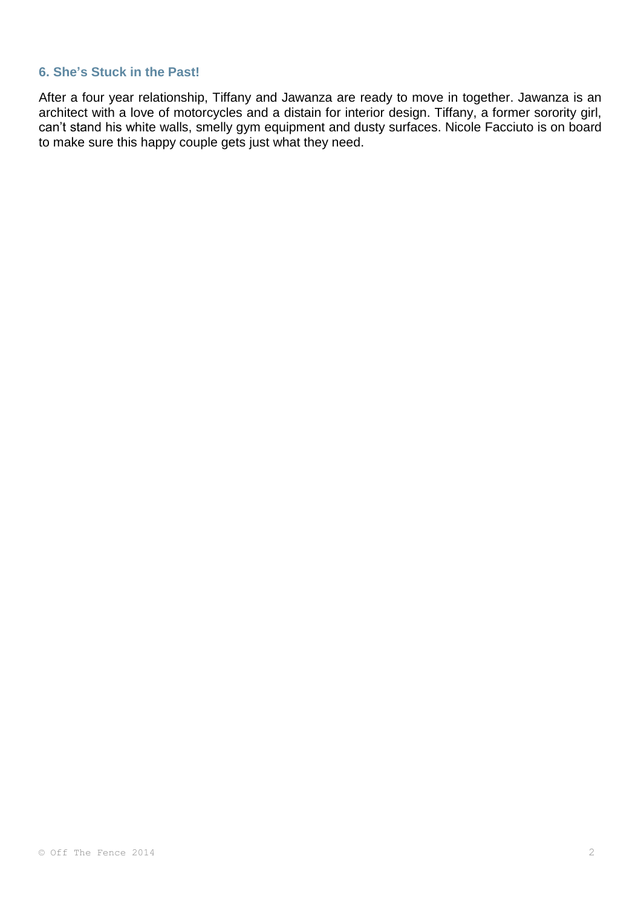### 6. She's Stuck in the Past!

After a four year relationship, Tiffany and Jawanza are ready to move in together. Jawanza is an architect with a love of motorcycles and a distain for interior design. Tiffany, a former sorority girl, can't stand his white walls, smelly gym equipment and dusty surfaces. Nicole Facciuto is on board to make sure this happy couple gets just what they need.